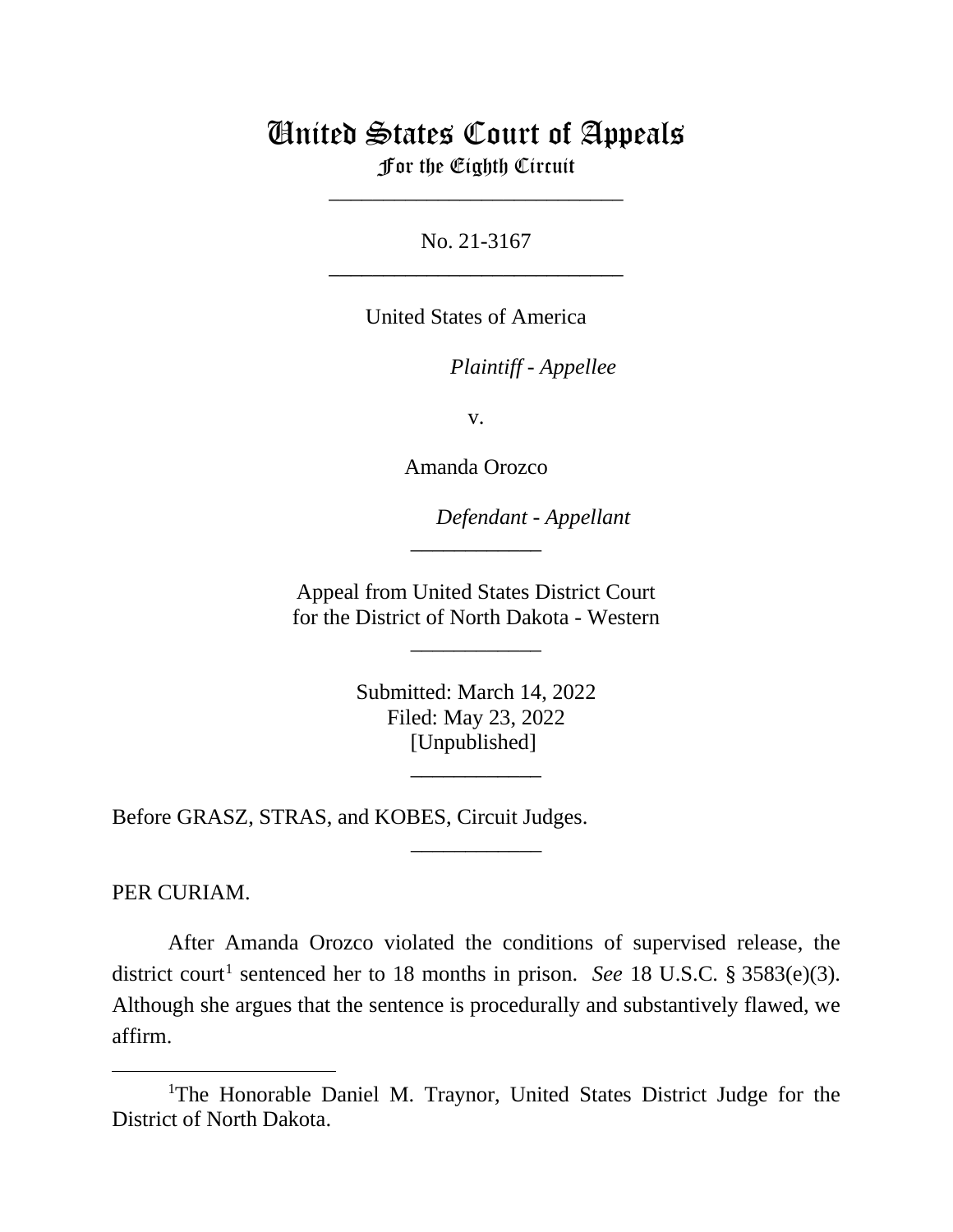# United States Court of Appeals
For the Eighth Circuit

___________________________

No. 21-3167

___________________________

United States of America

*Plaintiff - Appellee*

v.

Amanda Orozco

*Defendant - Appellant*

____________

Appeal from United States District Court
for the District of North Dakota - Western

____________

Submitted: March 14, 2022
Filed: May 23, 2022
[Unpublished]

____________

Before GRASZ, STRAS, and KOBES, Circuit Judges.

____________

PER CURIAM.

After Amanda Orozco violated the conditions of supervised release, the district court[1] sentenced her to 18 months in prison. *See* 18 U.S.C. § 3583(e)(3). Although she argues that the sentence is procedurally and substantively flawed, we affirm.

---

[1]The Honorable Daniel M. Traynor, United States District Judge for the District of North Dakota.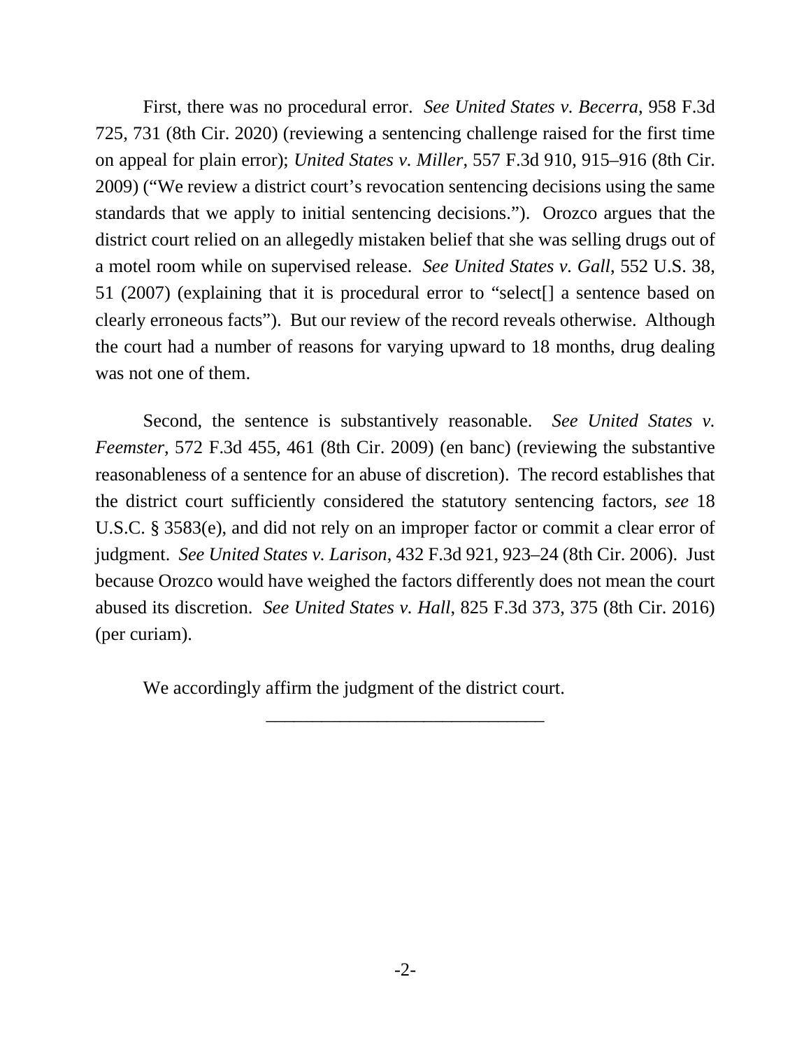First, there was no procedural error. *See United States v. Becerra*, 958 F.3d 725, 731 (8th Cir. 2020) (reviewing a sentencing challenge raised for the first time on appeal for plain error); *United States v. Miller*, 557 F.3d 910, 915–916 (8th Cir. 2009) ("We review a district court's revocation sentencing decisions using the same standards that we apply to initial sentencing decisions."). Orozco argues that the district court relied on an allegedly mistaken belief that she was selling drugs out of a motel room while on supervised release. *See United States v. Gall*, 552 U.S. 38, 51 (2007) (explaining that it is procedural error to "select[] a sentence based on clearly erroneous facts"). But our review of the record reveals otherwise. Although the court had a number of reasons for varying upward to 18 months, drug dealing was not one of them.

Second, the sentence is substantively reasonable. *See United States v. Feemster*, 572 F.3d 455, 461 (8th Cir. 2009) (en banc) (reviewing the substantive reasonableness of a sentence for an abuse of discretion). The record establishes that the district court sufficiently considered the statutory sentencing factors, *see* 18 U.S.C. § 3583(e), and did not rely on an improper factor or commit a clear error of judgment. *See United States v. Larison*, 432 F.3d 921, 923–24 (8th Cir. 2006). Just because Orozco would have weighed the factors differently does not mean the court abused its discretion. *See United States v. Hall*, 825 F.3d 373, 375 (8th Cir. 2016) (per curiam).

We accordingly affirm the judgment of the district court.

______________________________